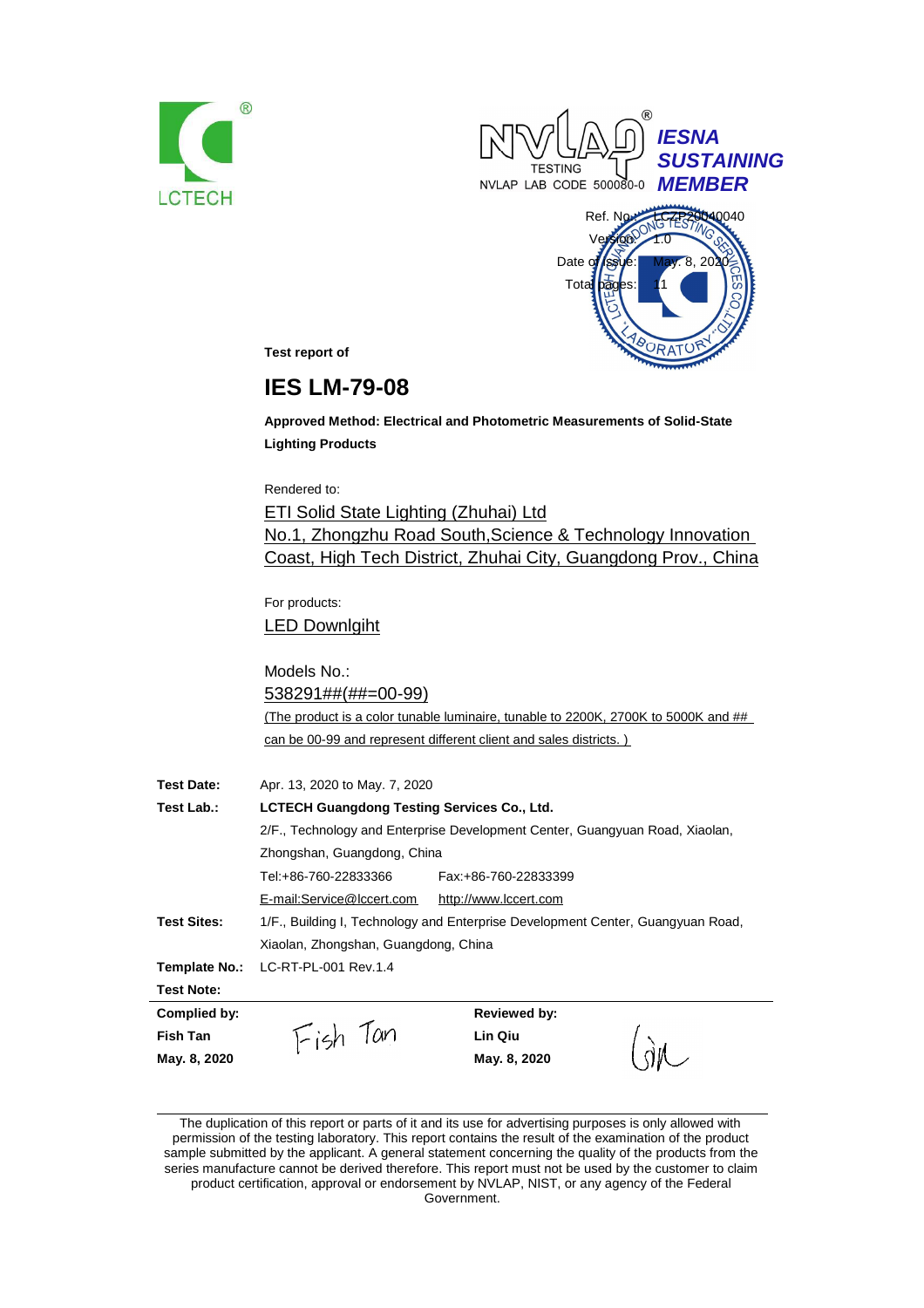LCTECH

NVLAP TESTING NVLAP LAB CODE 500080-0

*IESNA SUSTAINING MEMBER*

| | |
|---|---|
| Ref. No.: | LCZP20040040 |
| Version: | 1.0 |
| Date of Issue: | May. 8, 2020 |
| Total pages: | 11 |

**Test report of**

# IES LM-79-08

**Approved Method: Electrical and Photometric Measurements of Solid-State Lighting Products**

Rendered to:

ETI Solid State Lighting (Zhuhai) Ltd
No.1, Zhongzhu Road South,Science & Technology Innovation Coast, High Tech District, Zhuhai City, Guangdong Prov., China

For products:

LED Downlgiht

Models No.:

538291##(##=00-99)

(The product is a color tunable luminaire, tunable to 2200K, 2700K to 5000K and ## can be 00-99 and represent different client and sales districts. )

**Test Date:** Apr. 13, 2020 to May. 7, 2020

**Test Lab.:** **LCTECH Guangdong Testing Services Co., Ltd.**
2/F., Technology and Enterprise Development Center, Guangyuan Road, Xiaolan, Zhongshan, Guangdong, China
Tel:+86-760-22833366 Fax:+86-760-22833399
E-mail:Service@lccert.com http://www.lccert.com

**Test Sites:** 1/F., Building I, Technology and Enterprise Development Center, Guangyuan Road, Xiaolan, Zhongshan, Guangdong, China

**Template No.:** LC-RT-PL-001 Rev.1.4

**Test Note:**

| Complied by: | | Reviewed by: | |
|---|---|---|---|
| **Fish Tan** | Fish Tan | **Lin Qiu** | Qiu |
| **May. 8, 2020** | | **May. 8, 2020** | |

The duplication of this report or parts of it and its use for advertising purposes is only allowed with permission of the testing laboratory. This report contains the result of the examination of the product sample submitted by the applicant. A general statement concerning the quality of the products from the series manufacture cannot be derived therefore. This report must not be used by the customer to claim product certification, approval or endorsement by NVLAP, NIST, or any agency of the Federal Government.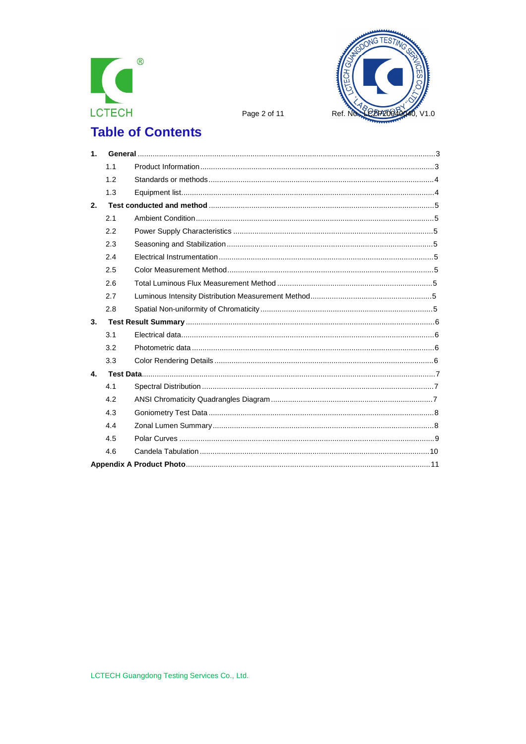# Table of Contents

1. **General** ... 3
   - 1.1 Product Information ... 3
   - 1.2 Standards or methods ... 4
   - 1.3 Equipment list ... 4
2. **Test conducted and method** ... 5
   - 2.1 Ambient Condition ... 5
   - 2.2 Power Supply Characteristics ... 5
   - 2.3 Seasoning and Stabilization ... 5
   - 2.4 Electrical Instrumentation ... 5
   - 2.5 Color Measurement Method ... 5
   - 2.6 Total Luminous Flux Measurement Method ... 5
   - 2.7 Luminous Intensity Distribution Measurement Method ... 5
   - 2.8 Spatial Non-uniformity of Chromaticity ... 5
3. **Test Result Summary** ... 6
   - 3.1 Electrical data ... 6
   - 3.2 Photometric data ... 6
   - 3.3 Color Rendering Details ... 6
4. **Test Data** ... 7
   - 4.1 Spectral Distribution ... 7
   - 4.2 ANSI Chromaticity Quadrangles Diagram ... 7
   - 4.3 Goniometry Test Data ... 8
   - 4.4 Zonal Lumen Summary ... 8
   - 4.5 Polar Curves ... 9
   - 4.6 Candela Tabulation ... 10

**Appendix A Product Photo** ... 11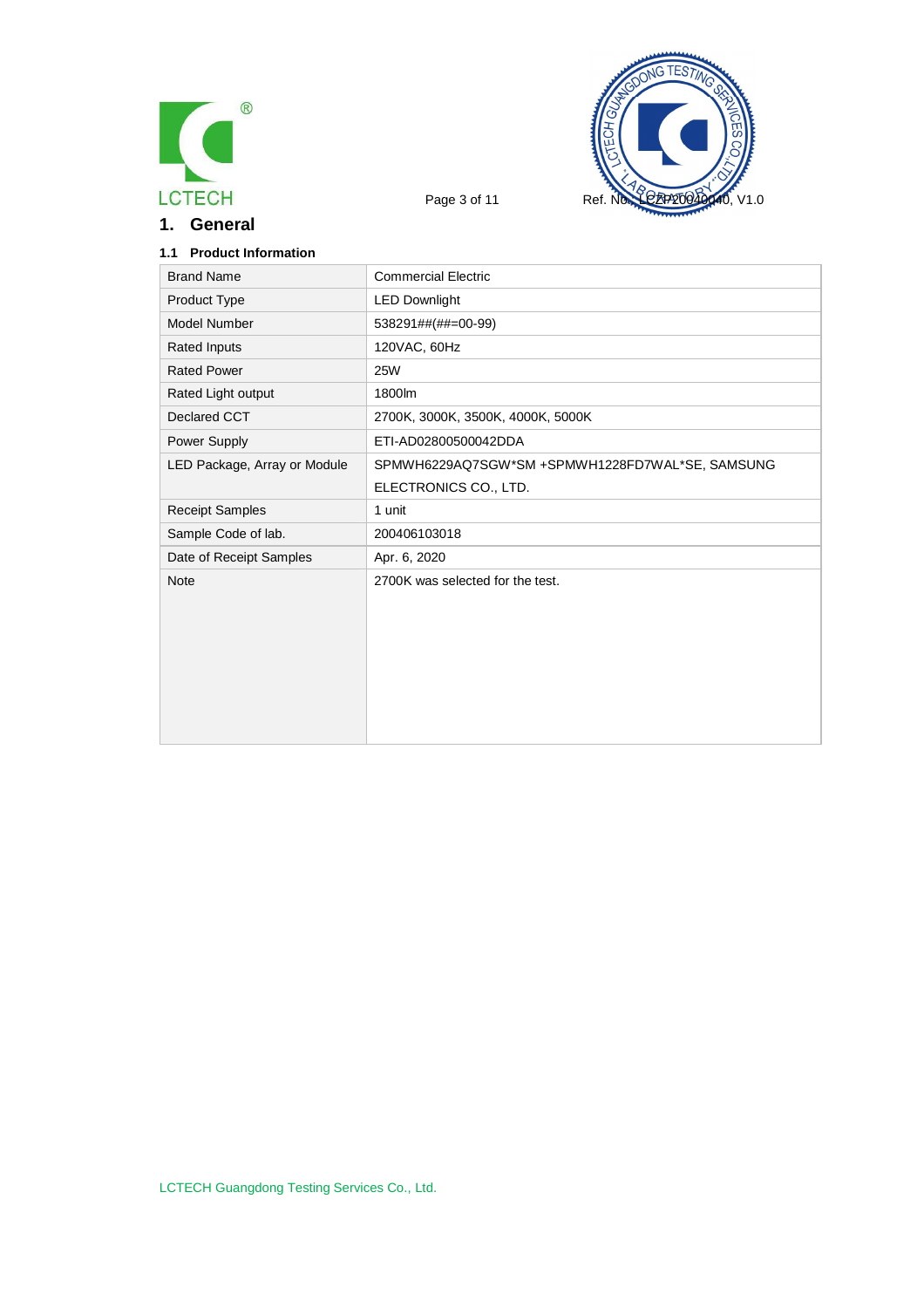# 1. General

### 1.1 Product Information

| | |
|---|---|
| Brand Name | Commercial Electric |
| Product Type | LED Downlight |
| Model Number | 538291##(##=00-99) |
| Rated Inputs | 120VAC, 60Hz |
| Rated Power | 25W |
| Rated Light output | 1800lm |
| Declared CCT | 2700K, 3000K, 3500K, 4000K, 5000K |
| Power Supply | ETI-AD02800500042DDA |
| LED Package, Array or Module | SPMWH6229AQ7SGW*SM +SPMWH1228FD7WAL*SE, SAMSUNG ELECTRONICS CO., LTD. |
| Receipt Samples | 1 unit |
| Sample Code of lab. | 200406103018 |
| Date of Receipt Samples | Apr. 6, 2020 |
| Note | 2700K was selected for the test. |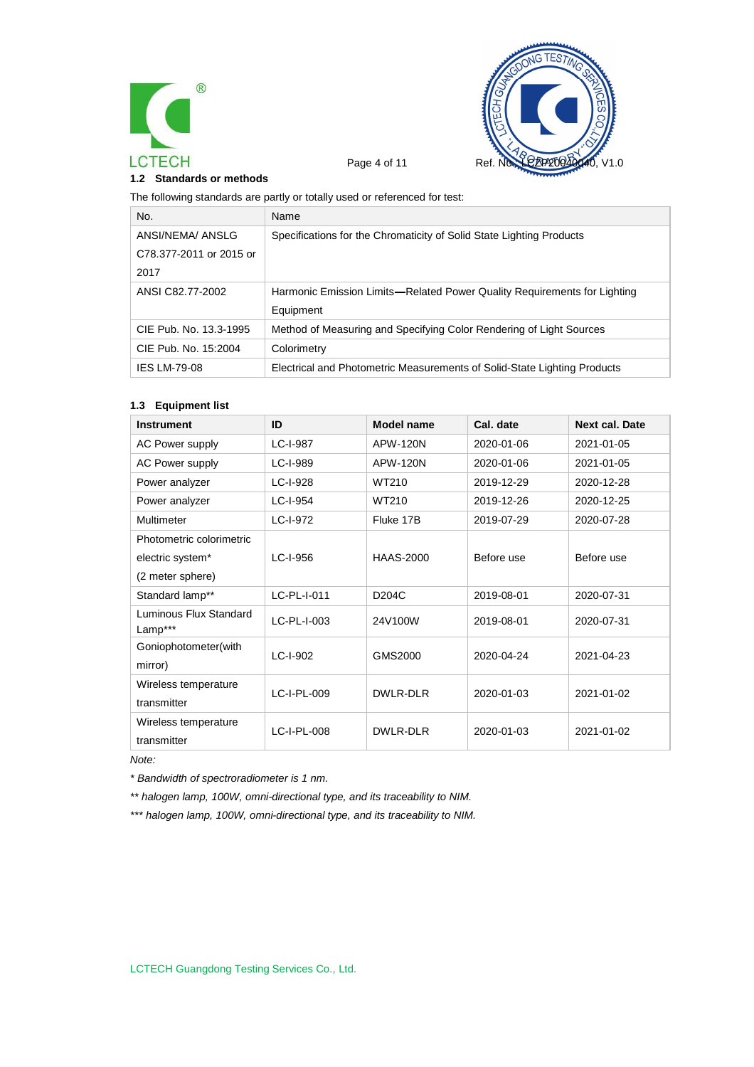### 1.2 Standards or methods

The following standards are partly or totally used or referenced for test:

| No. | Name |
| --- | --- |
| ANSI/NEMA/ ANSLG C78.377-2011 or 2015 or 2017 | Specifications for the Chromaticity of Solid State Lighting Products |
| ANSI C82.77-2002 | Harmonic Emission Limits—Related Power Quality Requirements for Lighting Equipment |
| CIE Pub. No. 13.3-1995 | Method of Measuring and Specifying Color Rendering of Light Sources |
| CIE Pub. No. 15:2004 | Colorimetry |
| IES LM-79-08 | Electrical and Photometric Measurements of Solid-State Lighting Products |

### 1.3 Equipment list

| Instrument | ID | Model name | Cal. date | Next cal. Date |
| --- | --- | --- | --- | --- |
| AC Power supply | LC-I-987 | APW-120N | 2020-01-06 | 2021-01-05 |
| AC Power supply | LC-I-989 | APW-120N | 2020-01-06 | 2021-01-05 |
| Power analyzer | LC-I-928 | WT210 | 2019-12-29 | 2020-12-28 |
| Power analyzer | LC-I-954 | WT210 | 2019-12-26 | 2020-12-25 |
| Multimeter | LC-I-972 | Fluke 17B | 2019-07-29 | 2020-07-28 |
| Photometric colorimetric electric system* (2 meter sphere) | LC-I-956 | HAAS-2000 | Before use | Before use |
| Standard lamp** | LC-PL-I-011 | D204C | 2019-08-01 | 2020-07-31 |
| Luminous Flux Standard Lamp*** | LC-PL-I-003 | 24V100W | 2019-08-01 | 2020-07-31 |
| Goniophotometer(with mirror) | LC-I-902 | GMS2000 | 2020-04-24 | 2021-04-23 |
| Wireless temperature transmitter | LC-I-PL-009 | DWLR-DLR | 2020-01-03 | 2021-01-02 |
| Wireless temperature transmitter | LC-I-PL-008 | DWLR-DLR | 2020-01-03 | 2021-01-02 |

*Note:*

*\* Bandwidth of spectroradiometer is 1 nm.*

*\*\* halogen lamp, 100W, omni-directional type, and its traceability to NIM.*

*\*\*\* halogen lamp, 100W, omni-directional type, and its traceability to NIM.*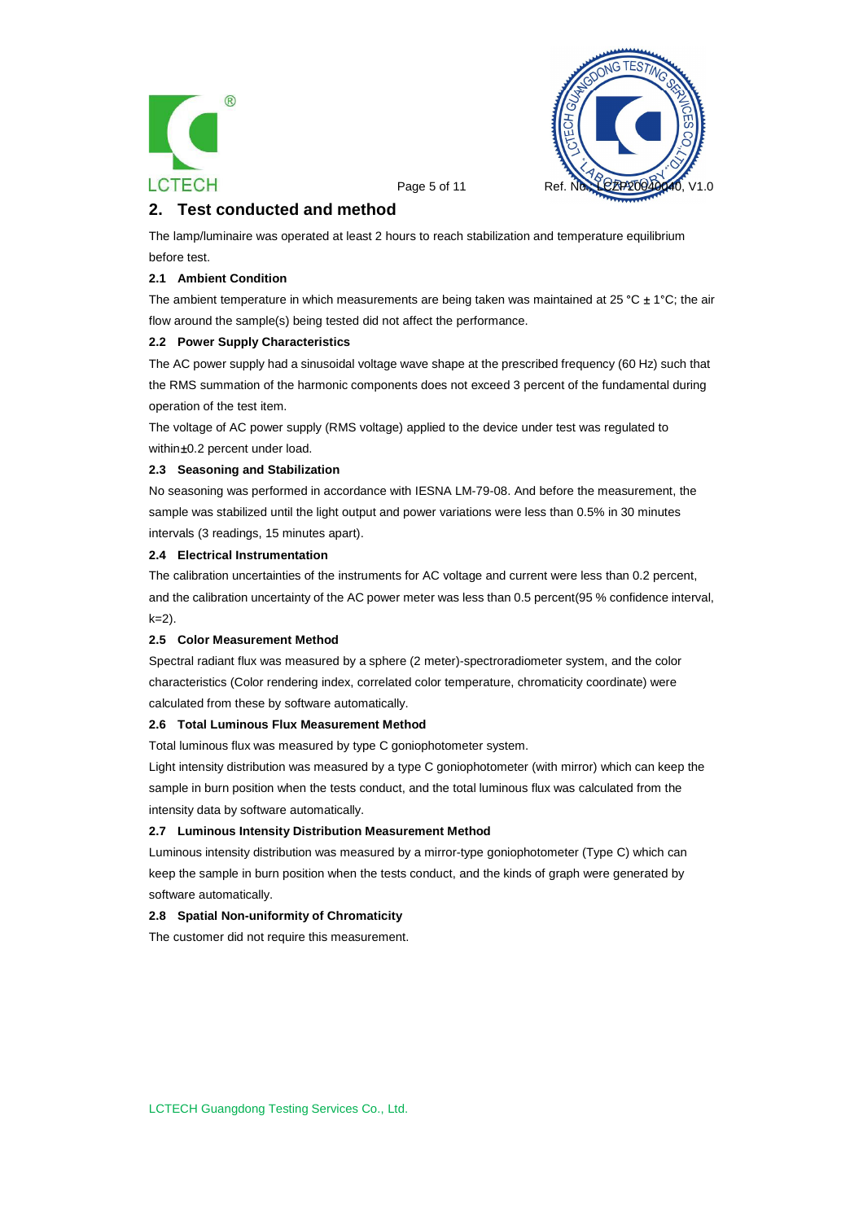## 2. Test conducted and method

The lamp/luminaire was operated at least 2 hours to reach stabilization and temperature equilibrium before test.

### 2.1 Ambient Condition

The ambient temperature in which measurements are being taken was maintained at 25 °C ± 1°C; the air flow around the sample(s) being tested did not affect the performance.

### 2.2 Power Supply Characteristics

The AC power supply had a sinusoidal voltage wave shape at the prescribed frequency (60 Hz) such that the RMS summation of the harmonic components does not exceed 3 percent of the fundamental during operation of the test item.

The voltage of AC power supply (RMS voltage) applied to the device under test was regulated to within±0.2 percent under load.

### 2.3 Seasoning and Stabilization

No seasoning was performed in accordance with IESNA LM-79-08. And before the measurement, the sample was stabilized until the light output and power variations were less than 0.5% in 30 minutes intervals (3 readings, 15 minutes apart).

### 2.4 Electrical Instrumentation

The calibration uncertainties of the instruments for AC voltage and current were less than 0.2 percent, and the calibration uncertainty of the AC power meter was less than 0.5 percent(95 % confidence interval, k=2).

### 2.5 Color Measurement Method

Spectral radiant flux was measured by a sphere (2 meter)-spectroradiometer system, and the color characteristics (Color rendering index, correlated color temperature, chromaticity coordinate) were calculated from these by software automatically.

### 2.6 Total Luminous Flux Measurement Method

Total luminous flux was measured by type C goniophotometer system.

Light intensity distribution was measured by a type C goniophotometer (with mirror) which can keep the sample in burn position when the tests conduct, and the total luminous flux was calculated from the intensity data by software automatically.

### 2.7 Luminous Intensity Distribution Measurement Method

Luminous intensity distribution was measured by a mirror-type goniophotometer (Type C) which can keep the sample in burn position when the tests conduct, and the kinds of graph were generated by software automatically.

### 2.8 Spatial Non-uniformity of Chromaticity

The customer did not require this measurement.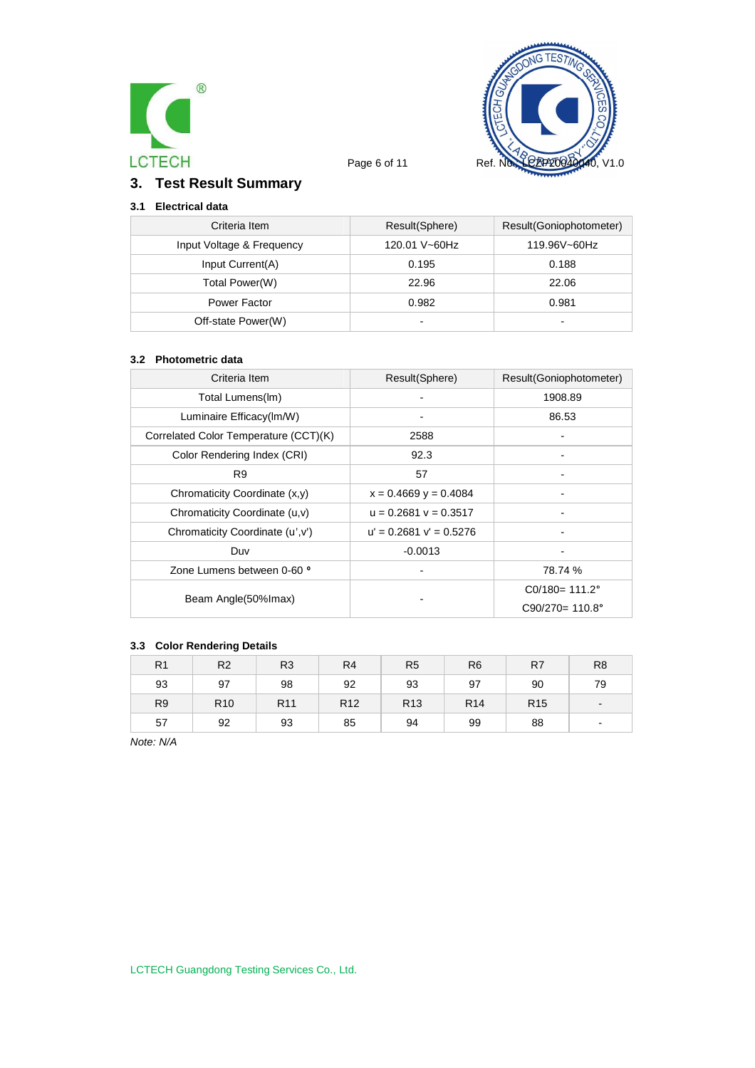## 3. Test Result Summary

### 3.1 Electrical data

| Criteria Item | Result(Sphere) | Result(Goniophotometer) |
|---|---|---|
| Input Voltage & Frequency | 120.01 V~60Hz | 119.96V~60Hz |
| Input Current(A) | 0.195 | 0.188 |
| Total Power(W) | 22.96 | 22.06 |
| Power Factor | 0.982 | 0.981 |
| Off-state Power(W) | - | - |

### 3.2 Photometric data

| Criteria Item | Result(Sphere) | Result(Goniophotometer) |
|---|---|---|
| Total Lumens(lm) | - | 1908.89 |
| Luminaire Efficacy(lm/W) | - | 86.53 |
| Correlated Color Temperature (CCT)(K) | 2588 | - |
| Color Rendering Index (CRI) | 92.3 | - |
| R9 | 57 | - |
| Chromaticity Coordinate (x,y) | x = 0.4669 y = 0.4084 | - |
| Chromaticity Coordinate (u,v) | u = 0.2681 v = 0.3517 | - |
| Chromaticity Coordinate (u',v') | u' = 0.2681 v' = 0.5276 | - |
| Duv | -0.0013 | - |
| Zone Lumens between 0-60 ° | - | 78.74 % |
| Beam Angle(50%Imax) | - | C0/180= 111.2° C90/270= 110.8° |

### 3.3 Color Rendering Details

| R1 | R2 | R3 | R4 | R5 | R6 | R7 | R8 |
|---|---|---|---|---|---|---|---|
| 93 | 97 | 98 | 92 | 93 | 97 | 90 | 79 |
| R9 | R10 | R11 | R12 | R13 | R14 | R15 | - |
| 57 | 92 | 93 | 85 | 94 | 99 | 88 | - |

*Note: N/A*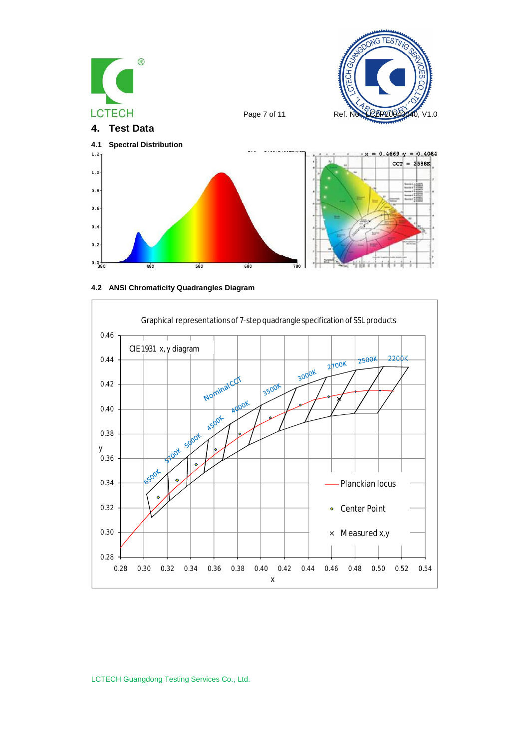## 4. Test Data

### 4.1 Spectral Distribution

x = 0.4669 y = 0.4084

CCT = 2588K

### 4.2 ANSI Chromaticity Quadrangles Diagram

Graphical representations of 7-step quadrangle specification of SSL products

CIE1931 x, y diagram

- Planckian locus
- Center Point
- Measured x,y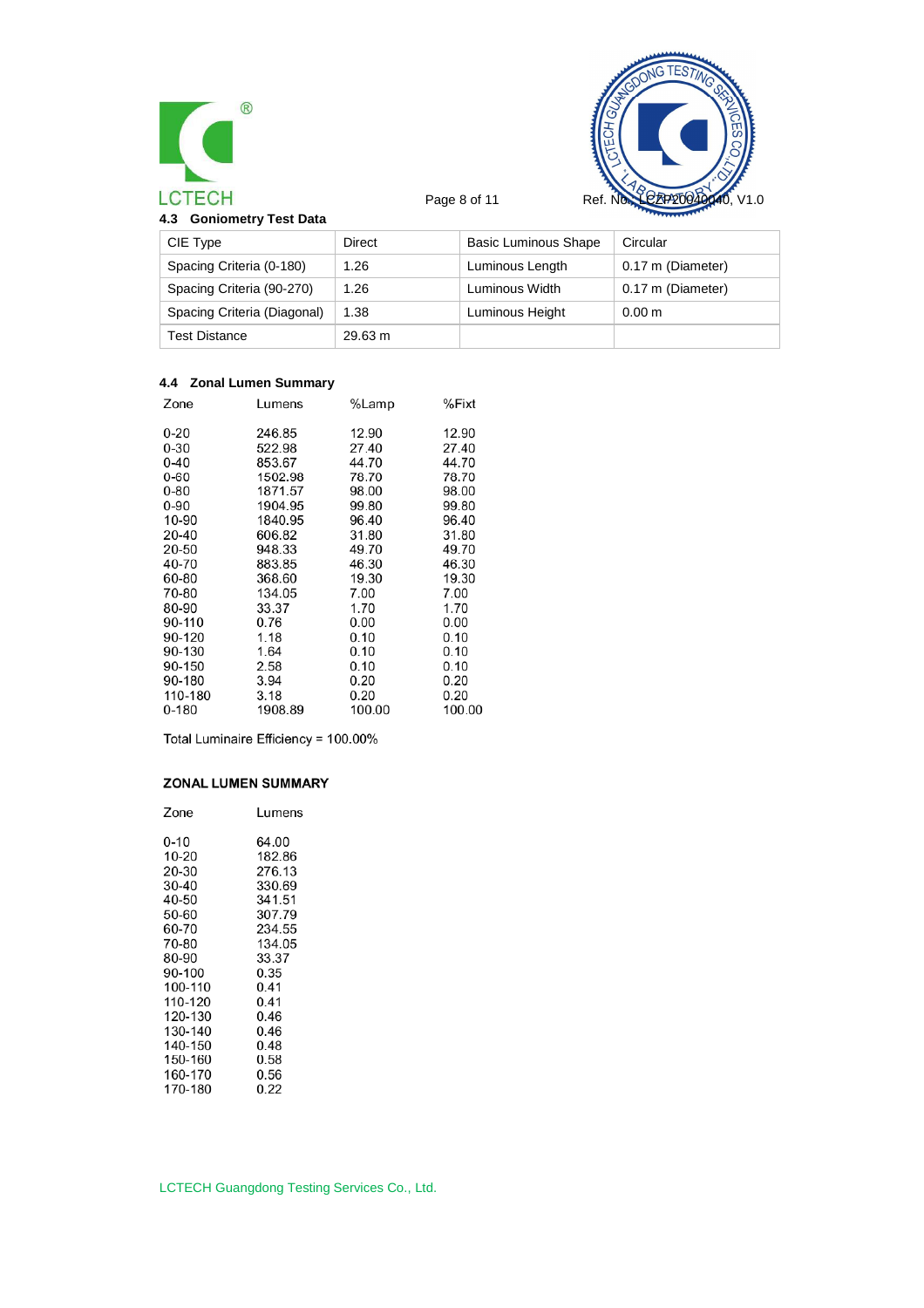### 4.3 Goniometry Test Data

| CIE Type | Direct | Basic Luminous Shape | Circular |
|---|---|---|---|
| Spacing Criteria (0-180) | 1.26 | Luminous Length | 0.17 m (Diameter) |
| Spacing Criteria (90-270) | 1.26 | Luminous Width | 0.17 m (Diameter) |
| Spacing Criteria (Diagonal) | 1.38 | Luminous Height | 0.00 m |
| Test Distance | 29.63 m | | |

### 4.4 Zonal Lumen Summary

| Zone | Lumens | %Lamp | %Fixt |
|---|---|---|---|
| 0-20 | 246.85 | 12.90 | 12.90 |
| 0-30 | 522.98 | 27.40 | 27.40 |
| 0-40 | 853.67 | 44.70 | 44.70 |
| 0-60 | 1502.98 | 78.70 | 78.70 |
| 0-80 | 1871.57 | 98.00 | 98.00 |
| 0-90 | 1904.95 | 99.80 | 99.80 |
| 10-90 | 1840.95 | 96.40 | 96.40 |
| 20-40 | 606.82 | 31.80 | 31.80 |
| 20-50 | 948.33 | 49.70 | 49.70 |
| 40-70 | 883.85 | 46.30 | 46.30 |
| 60-80 | 368.60 | 19.30 | 19.30 |
| 70-80 | 134.05 | 7.00 | 7.00 |
| 80-90 | 33.37 | 1.70 | 1.70 |
| 90-110 | 0.76 | 0.00 | 0.00 |
| 90-120 | 1.18 | 0.10 | 0.10 |
| 90-130 | 1.64 | 0.10 | 0.10 |
| 90-150 | 2.58 | 0.10 | 0.10 |
| 90-180 | 3.94 | 0.20 | 0.20 |
| 110-180 | 3.18 | 0.20 | 0.20 |
| 0-180 | 1908.89 | 100.00 | 100.00 |

Total Luminaire Efficiency = 100.00%

**ZONAL LUMEN SUMMARY**

| Zone | Lumens |
|---|---|
| 0-10 | 64.00 |
| 10-20 | 182.86 |
| 20-30 | 276.13 |
| 30-40 | 330.69 |
| 40-50 | 341.51 |
| 50-60 | 307.79 |
| 60-70 | 234.55 |
| 70-80 | 134.05 |
| 80-90 | 33.37 |
| 90-100 | 0.35 |
| 100-110 | 0.41 |
| 110-120 | 0.41 |
| 120-130 | 0.46 |
| 130-140 | 0.46 |
| 140-150 | 0.48 |
| 150-160 | 0.58 |
| 160-170 | 0.56 |
| 170-180 | 0.22 |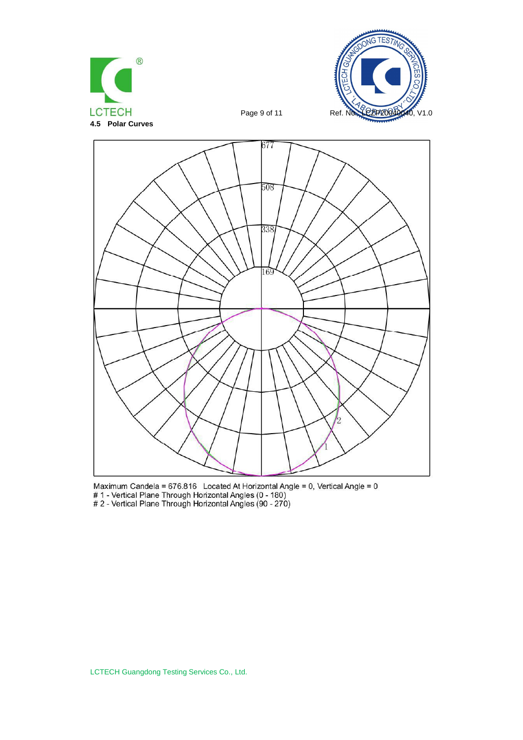## 4.5 Polar Curves

Maximum Candela = 676.816 Located At Horizontal Angle = 0, Vertical Angle = 0

# 1 - Vertical Plane Through Horizontal Angles (0 - 180)

# 2 - Vertical Plane Through Horizontal Angles (90 - 270)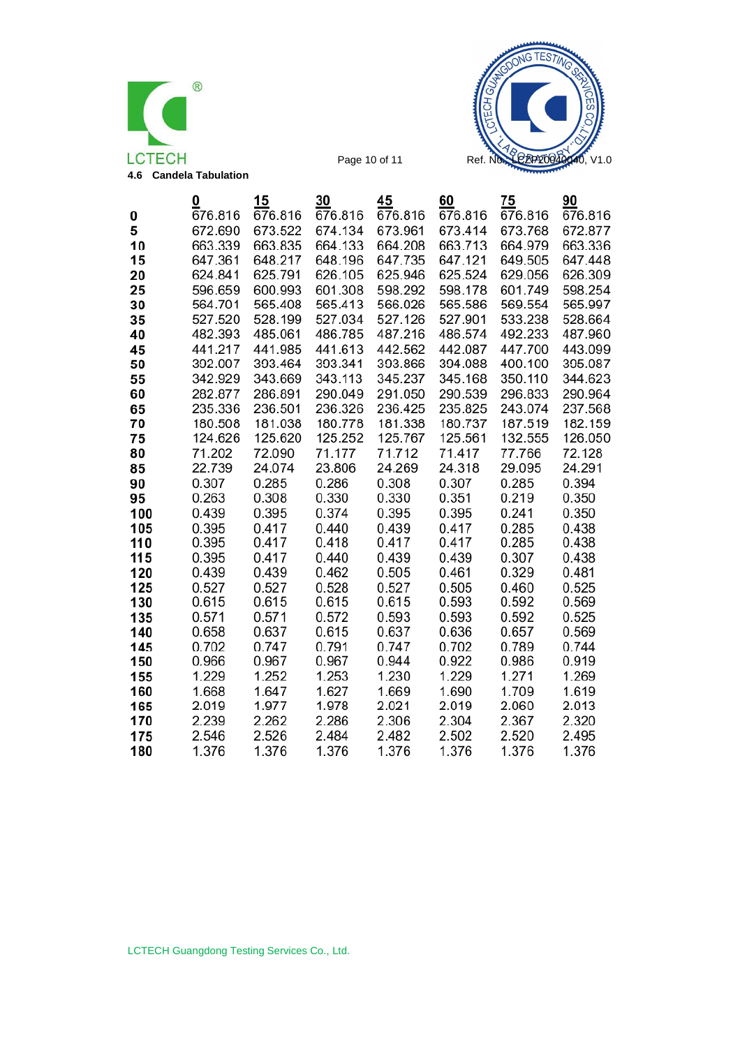## 4.6 Candela Tabulation

| | 0 | 15 | 30 | 45 | 60 | 75 | 90 |
|---|---|---|---|---|---|---|---|
| 0 | 676.816 | 676.816 | 676.816 | 676.816 | 676.816 | 676.816 | 676.816 |
| 5 | 672.690 | 673.522 | 674.134 | 673.961 | 673.414 | 673.768 | 672.877 |
| 10 | 663.339 | 663.835 | 664.133 | 664.208 | 663.713 | 664.979 | 663.336 |
| 15 | 647.361 | 648.217 | 648.196 | 647.735 | 647.121 | 649.505 | 647.448 |
| 20 | 624.841 | 625.791 | 626.105 | 625.946 | 625.524 | 629.056 | 626.309 |
| 25 | 596.659 | 600.993 | 601.308 | 598.292 | 598.178 | 601.749 | 598.254 |
| 30 | 564.701 | 565.408 | 565.413 | 566.026 | 565.586 | 569.554 | 565.997 |
| 35 | 527.520 | 528.199 | 527.034 | 527.126 | 527.901 | 533.238 | 528.664 |
| 40 | 482.393 | 485.061 | 486.785 | 487.216 | 486.574 | 492.233 | 487.960 |
| 45 | 441.217 | 441.985 | 441.613 | 442.562 | 442.087 | 447.700 | 443.099 |
| 50 | 392.007 | 393.464 | 393.341 | 393.866 | 394.088 | 400.100 | 395.087 |
| 55 | 342.929 | 343.669 | 343.113 | 345.237 | 345.168 | 350.110 | 344.623 |
| 60 | 282.877 | 286.891 | 290.049 | 291.050 | 290.539 | 296.833 | 290.964 |
| 65 | 235.336 | 236.501 | 236.326 | 236.425 | 235.825 | 243.074 | 237.568 |
| 70 | 180.508 | 181.038 | 180.778 | 181.338 | 180.737 | 187.519 | 182.159 |
| 75 | 124.626 | 125.620 | 125.252 | 125.767 | 125.561 | 132.555 | 126.050 |
| 80 | 71.202 | 72.090 | 71.177 | 71.712 | 71.417 | 77.766 | 72.128 |
| 85 | 22.739 | 24.074 | 23.806 | 24.269 | 24.318 | 29.095 | 24.291 |
| 90 | 0.307 | 0.285 | 0.286 | 0.308 | 0.307 | 0.285 | 0.394 |
| 95 | 0.263 | 0.308 | 0.330 | 0.330 | 0.351 | 0.219 | 0.350 |
| 100 | 0.439 | 0.395 | 0.374 | 0.395 | 0.395 | 0.241 | 0.350 |
| 105 | 0.395 | 0.417 | 0.440 | 0.439 | 0.417 | 0.285 | 0.438 |
| 110 | 0.395 | 0.417 | 0.418 | 0.417 | 0.417 | 0.285 | 0.438 |
| 115 | 0.395 | 0.417 | 0.440 | 0.439 | 0.439 | 0.307 | 0.438 |
| 120 | 0.439 | 0.439 | 0.462 | 0.505 | 0.461 | 0.329 | 0.481 |
| 125 | 0.527 | 0.527 | 0.528 | 0.527 | 0.505 | 0.460 | 0.525 |
| 130 | 0.615 | 0.615 | 0.615 | 0.615 | 0.593 | 0.592 | 0.569 |
| 135 | 0.571 | 0.571 | 0.572 | 0.593 | 0.593 | 0.592 | 0.525 |
| 140 | 0.658 | 0.637 | 0.615 | 0.637 | 0.636 | 0.657 | 0.569 |
| 145 | 0.702 | 0.747 | 0.791 | 0.747 | 0.702 | 0.789 | 0.744 |
| 150 | 0.966 | 0.967 | 0.967 | 0.944 | 0.922 | 0.986 | 0.919 |
| 155 | 1.229 | 1.252 | 1.253 | 1.230 | 1.229 | 1.271 | 1.269 |
| 160 | 1.668 | 1.647 | 1.627 | 1.669 | 1.690 | 1.709 | 1.619 |
| 165 | 2.019 | 1.977 | 1.978 | 2.021 | 2.019 | 2.060 | 2.013 |
| 170 | 2.239 | 2.262 | 2.286 | 2.306 | 2.304 | 2.367 | 2.320 |
| 175 | 2.546 | 2.526 | 2.484 | 2.482 | 2.502 | 2.520 | 2.495 |
| 180 | 1.376 | 1.376 | 1.376 | 1.376 | 1.376 | 1.376 | 1.376 |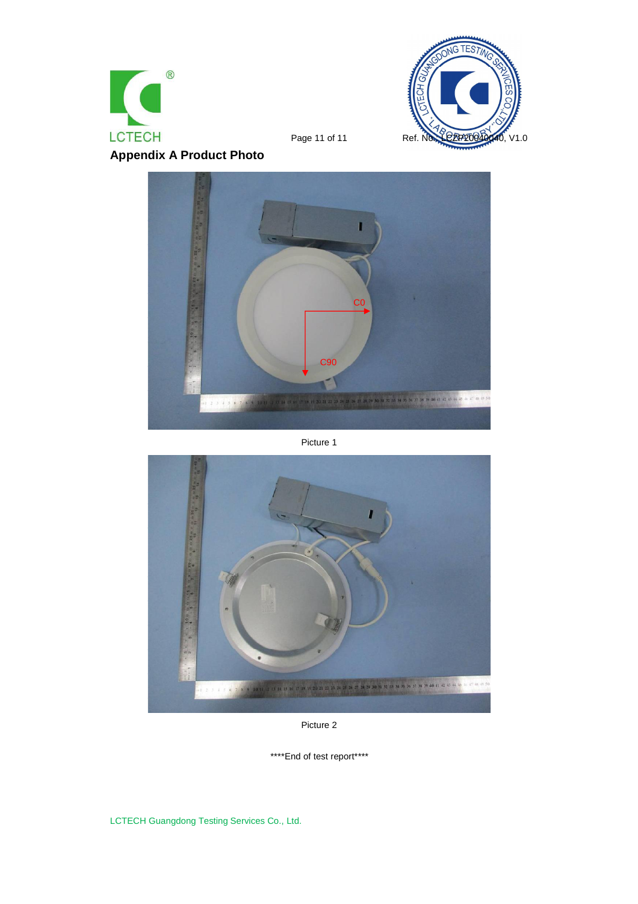## Appendix A Product Photo

C0

C90

Picture 1

Picture 2

****End of test report****